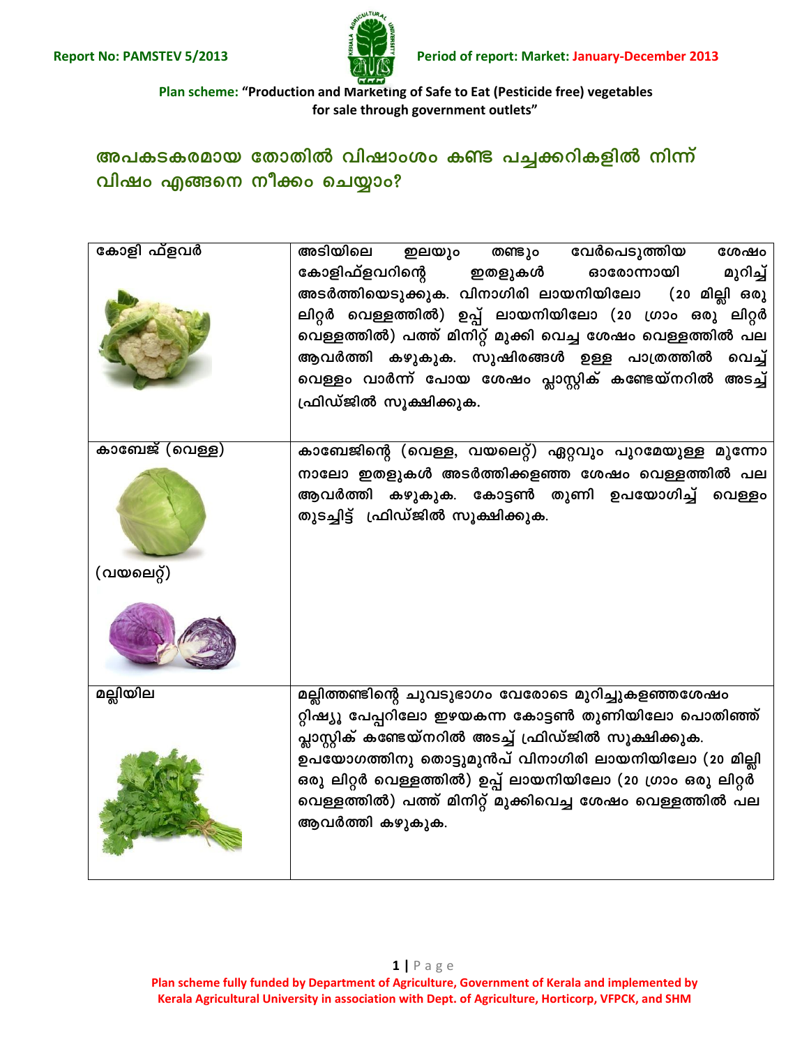Report No: PAMSTEV 5/2013

Period of report: Market: January-December 2013

Plan scheme: "Production and Marketing of Safe to Eat (Pesticide free) vegetables for sale through government outlets"

## അപകടകരമായ തോതിൽ വിഷാംശം കണ്ട പച്ചക്കറികളിൽ നിന്ന് വിഷം എങ്ങനെ നീക്കം ചെയ്യാം?

| | |
|---|---|
| കോളി ഫ്ളവർ | അടിയിലെ ഇലയും തണ്ടും വേർപെടുത്തിയ ശേഷം കോളിഫ്ളവറിന്റെ ഇതളുകൾ ഓരോന്നായി മുറിച്ച് അടർത്തിയെടുക്കുക. വിനാഗിരി ലായനിയിലോ (20 മില്ലി ഒരു ലിറ്റർ വെള്ളത്തിൽ) ഉപ്പ് ലായനിയിലോ (20 ഗ്രാം ഒരു ലിറ്റർ വെള്ളത്തിൽ) പത്ത് മിനിറ്റ് മുക്കി വെച്ച ശേഷം വെള്ളത്തിൽ പല ആവർത്തി കഴുകുക. സുഷിരങ്ങൾ ഉള്ള പാത്രത്തിൽ വെച്ച് വെള്ളം വാർന്ന് പോയ ശേഷം പ്ലാസ്റ്റിക് കണ്ടേയ്നറിൽ അടച്ച് ഫ്രിഡ്ജിൽ സൂക്ഷിക്കുക. |
| കാബേജ് (വെള്ള) (വയലെറ്റ്) | കാബേജിന്റെ (വെള്ള, വയലെറ്റ്) ഏറ്റവും പുറമേയുള്ള മൂന്നോ നാലോ ഇതളുകൾ അടർത്തിക്കളഞ്ഞ ശേഷം വെള്ളത്തിൽ പല ആവർത്തി കഴുകുക. കോട്ടൺ തുണി ഉപയോഗിച്ച് വെള്ളം തുടച്ചിട്ട് ഫ്രിഡ്ജിൽ സൂക്ഷിക്കുക. |
| മല്ലിയില | മല്ലിത്തണ്ടിന്റെ ചുവടുഭാഗം വേരോടെ മുറിച്ചുകളഞ്ഞശേഷം റ്റിഷ്യൂ പേപ്പറിലോ ഇഴയകന്ന കോട്ടൺ തുണിയിലോ പൊതിഞ്ഞ് പ്ലാസ്റ്റിക് കണ്ടേയ്നറിൽ അടച്ച് ഫ്രിഡ്ജിൽ സൂക്ഷിക്കുക. ഉപയോഗത്തിനു തൊട്ടുമുൻപ് വിനാഗിരി ലായനിയിലോ (20 മില്ലി ഒരു ലിറ്റർ വെള്ളത്തിൽ) ഉപ്പ് ലായനിയിലോ (20 ഗ്രാം ഒരു ലിറ്റർ വെള്ളത്തിൽ) പത്ത് മിനിറ്റ് മുക്കിവെച്ച ശേഷം വെള്ളത്തിൽ പല ആവർത്തി കഴുകുക. |

Plan scheme fully funded by Department of Agriculture, Government of Kerala and implemented by Kerala Agricultural University in association with Dept. of Agriculture, Horticorp, VFPCK, and SHM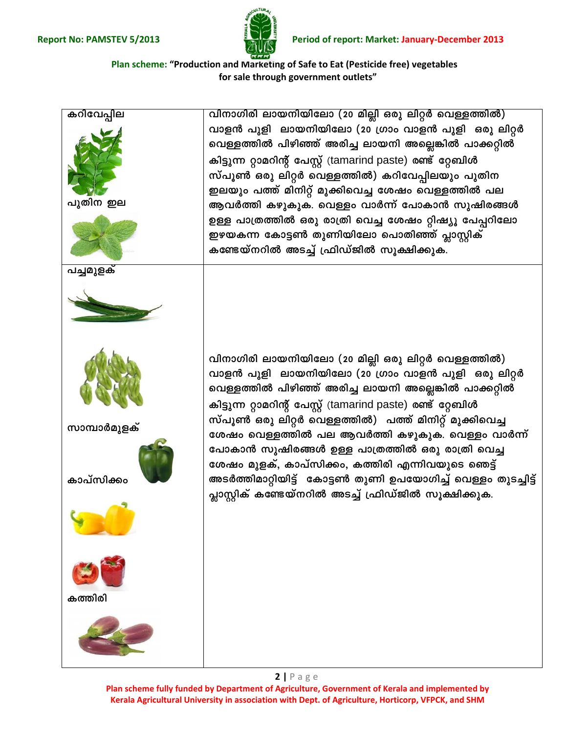| | |
|---|---|
| കറിവേപ്പില<br>പുതിന ഇല | വിനാഗിരി ലായനിയിലോ (20 മില്ലി ഒരു ലിറ്റർ വെള്ളത്തിൽ) വാളൻ പുളി ലായനിയിലോ (20 ഗ്രാം വാളൻ പുളി ഒരു ലിറ്റർ വെള്ളത്തിൽ പിഴിഞ്ഞ് അരിച്ച ലായനി അല്ലെങ്കിൽ പാക്കറ്റിൽ കിട്ടുന്ന റ്റാമറിന്റ് പേസ്റ്റ് (tamarind paste) രണ്ട് റ്റേബിൾ സ്പൂൺ ഒരു ലിറ്റർ വെള്ളത്തിൽ) കറിവേപ്പിലയും പുതിന ഇലയും പത്ത് മിനിറ്റ് മുക്കിവെച്ച ശേഷം വെള്ളത്തിൽ പല ആവർത്തി കഴുകുക. വെള്ളം വാർന്ന് പോകാൻ സുഷിരങ്ങൾ ഉള്ള പാത്രത്തിൽ ഒരു രാത്രി വെച്ച ശേഷം റ്റിഷ്യൂ പേപ്പറിലോ ഇഴയകന്ന കോട്ടൺ തുണിയിലോ പൊതിഞ്ഞ് പ്ലാസ്റ്റിക് കണ്ടേയ്നറിൽ അടച്ച് ഫ്രിഡ്ജിൽ സൂക്ഷിക്കുക. |
| പച്ചമുളക്<br>സാമ്പാർമുളക്<br>കാപ്സിക്കം<br>കത്തിരി | വിനാഗിരി ലായനിയിലോ (20 മില്ലി ഒരു ലിറ്റർ വെള്ളത്തിൽ) വാളൻ പുളി ലായനിയിലോ (20 ഗ്രാം വാളൻ പുളി ഒരു ലിറ്റർ വെള്ളത്തിൽ പിഴിഞ്ഞ് അരിച്ച ലായനി അല്ലെങ്കിൽ പാക്കറ്റിൽ കിട്ടുന്ന റ്റാമറിന്റ് പേസ്റ്റ് (tamarind paste) രണ്ട് റ്റേബിൾ സ്പൂൺ ഒരു ലിറ്റർ വെള്ളത്തിൽ) പത്ത് മിനിറ്റ് മുക്കിവെച്ച ശേഷം വെള്ളത്തിൽ പല ആവർത്തി കഴുകുക. വെള്ളം വാർന്ന് പോകാൻ സുഷിരങ്ങൾ ഉള്ള പാത്രത്തിൽ ഒരു രാത്രി വെച്ച ശേഷം മുളക്, കാപ്സിക്കം, കത്തിരി എന്നിവയുടെ ഞെട്ട് അടർത്തിമാറ്റിയിട്ട് കോട്ടൺ തുണി ഉപയോഗിച്ച് വെള്ളം തുടച്ചിട്ട് പ്ലാസ്റ്റിക് കണ്ടേയ്നറിൽ അടച്ച് ഫ്രിഡ്ജിൽ സൂക്ഷിക്കുക. |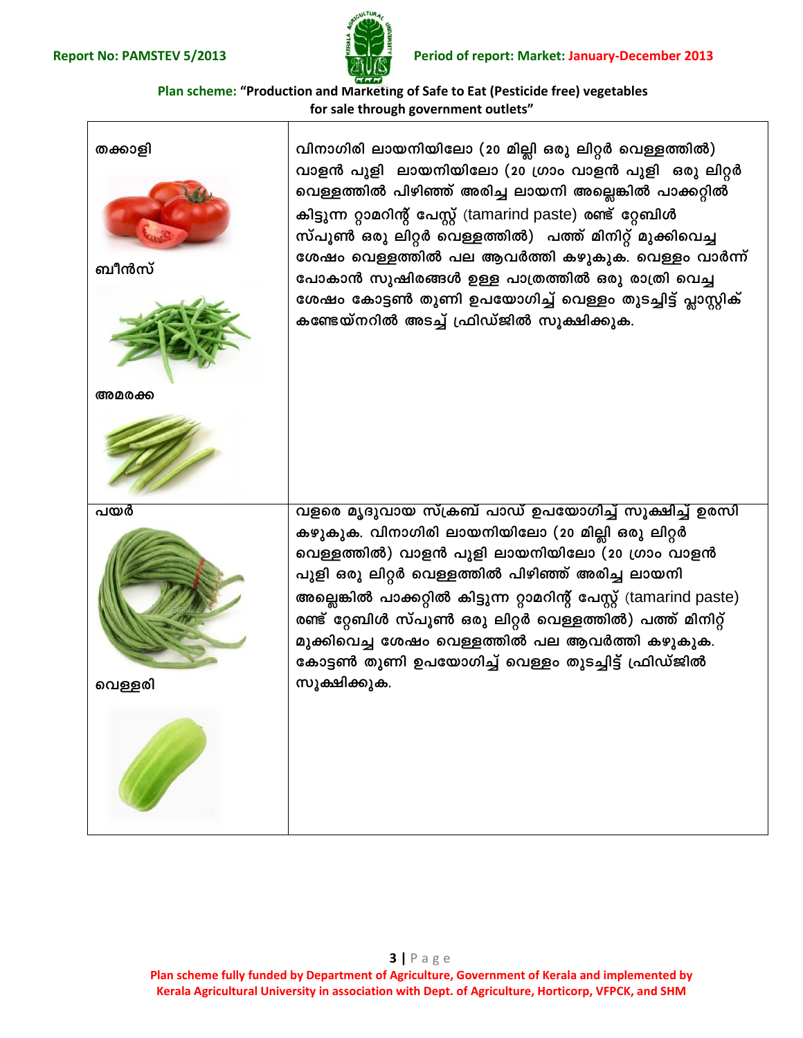| | |
|---|---|
| തക്കാളി<br><br>ബീൻസ്<br><br>അമരക്ക | വിനാഗിരി ലായനിയിലോ (20 മില്ലി ഒരു ലിറ്റർ വെള്ളത്തിൽ) വാളൻ പുളി ലായനിയിലോ (20 ഗ്രാം വാളൻ പുളി ഒരു ലിറ്റർ വെള്ളത്തിൽ പിഴിഞ്ഞ് അരിച്ച ലായനി അല്ലെങ്കിൽ പാക്കറ്റിൽ കിട്ടുന്ന റ്റാമറിന്റ് പേസ്റ്റ് (tamarind paste) രണ്ട് റ്റേബിൾ സ്പൂൺ ഒരു ലിറ്റർ വെള്ളത്തിൽ) പത്ത് മിനിറ്റ് മുക്കിവെച്ച ശേഷം വെള്ളത്തിൽ പല ആവർത്തി കഴുകുക. വെള്ളം വാർന്ന് പോകാൻ സുഷിരങ്ങൾ ഉള്ള പാത്രത്തിൽ ഒരു രാത്രി വെച്ച ശേഷം കോട്ടൺ തുണി ഉപയോഗിച്ച് വെള്ളം തുടച്ചിട്ട് പ്ലാസ്റ്റിക് കണ്ടേയ്നറിൽ അടച്ച് ഫ്രിഡ്ജിൽ സൂക്ഷിക്കുക. |
| പയർ<br><br>വെള്ളരി | വളരെ മൃദുവായ സ്ക്രബ് പാഡ് ഉപയോഗിച്ച് സൂക്ഷിച്ച് ഉരസി കഴുകുക. വിനാഗിരി ലായനിയിലോ (20 മില്ലി ഒരു ലിറ്റർ വെള്ളത്തിൽ) വാളൻ പുളി ലായനിയിലോ (20 ഗ്രാം വാളൻ പുളി ഒരു ലിറ്റർ വെള്ളത്തിൽ പിഴിഞ്ഞ് അരിച്ച ലായനി അല്ലെങ്കിൽ പാക്കറ്റിൽ കിട്ടുന്ന റ്റാമറിന്റ് പേസ്റ്റ് (tamarind paste) രണ്ട് റ്റേബിൾ സ്പൂൺ ഒരു ലിറ്റർ വെള്ളത്തിൽ) പത്ത് മിനിറ്റ് മുക്കിവെച്ച ശേഷം വെള്ളത്തിൽ പല ആവർത്തി കഴുകുക. കോട്ടൺ തുണി ഉപയോഗിച്ച് വെള്ളം തുടച്ചിട്ട് ഫ്രിഡ്ജിൽ സൂക്ഷിക്കുക. |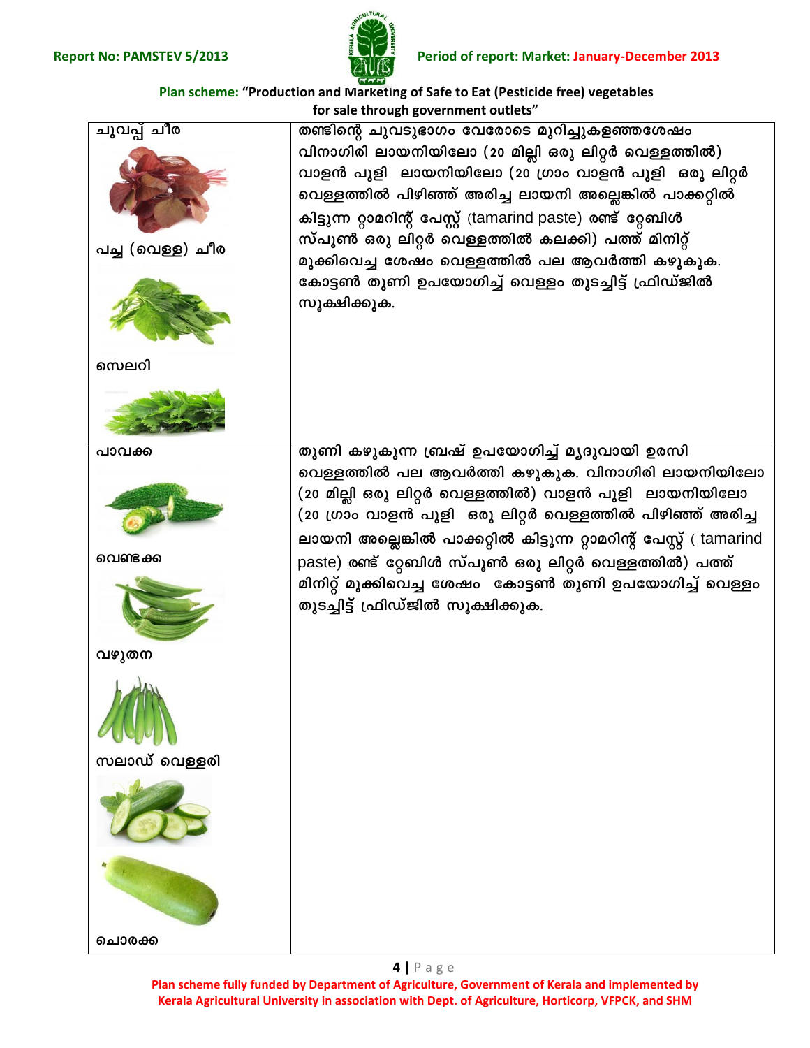Plan scheme: "Production and Marketing of Safe to Eat (Pesticide free) vegetables for sale through government outlets"

| | |
|---|---|
| ചുവപ്പ് ചീര<br>പച്ച (വെള്ള) ചീര<br>സെലറി | തണ്ടിന്റെ ചുവടുഭാഗം വേരോടെ മുറിച്ചുകളഞ്ഞശേഷം വിനാഗിരി ലായനിയിലോ (20 മില്ലി ഒരു ലിറ്റർ വെള്ളത്തിൽ) വാളൻ പുളി ലായനിയിലോ (20 ഗ്രാം വാളൻ പുളി ഒരു ലിറ്റർ വെള്ളത്തിൽ പിഴിഞ്ഞ് അരിച്ച ലായനി അല്ലെങ്കിൽ പാക്കറ്റിൽ കിട്ടുന്ന റ്റാമറിന്റ് പേസ്റ്റ് (tamarind paste) രണ്ട് റ്റേബിൾ സ്പൂൺ ഒരു ലിറ്റർ വെള്ളത്തിൽ കലക്കി) പത്ത് മിനിറ്റ് മുക്കിവെച്ച ശേഷം വെള്ളത്തിൽ പല ആവർത്തി കഴുകുക. കോട്ടൺ തുണി ഉപയോഗിച്ച് വെള്ളം തുടച്ചിട്ട് ഫ്രിഡ്ജിൽ സൂക്ഷിക്കുക. |
| പാവക്ക<br>വെണ്ടക്ക<br>വഴുതന<br>സലാഡ് വെള്ളരി<br>ചൊരക്ക | തുണി കഴുകുന്ന ബ്രഷ് ഉപയോഗിച്ച് മൃദുവായി ഉരസി വെള്ളത്തിൽ പല ആവർത്തി കഴുകുക. വിനാഗിരി ലായനിയിലോ (20 മില്ലി ഒരു ലിറ്റർ വെള്ളത്തിൽ) വാളൻ പുളി ലായനിയിലോ (20 ഗ്രാം വാളൻ പുളി ഒരു ലിറ്റർ വെള്ളത്തിൽ പിഴിഞ്ഞ് അരിച്ച ലായനി അല്ലെങ്കിൽ പാക്കറ്റിൽ കിട്ടുന്ന റ്റാമറിന്റ് പേസ്റ്റ് ( tamarind paste) രണ്ട് റ്റേബിൾ സ്പൂൺ ഒരു ലിറ്റർ വെള്ളത്തിൽ) പത്ത് മിനിറ്റ് മുക്കിവെച്ച ശേഷം കോട്ടൺ തുണി ഉപയോഗിച്ച് വെള്ളം തുടച്ചിട്ട് ഫ്രിഡ്ജിൽ സൂക്ഷിക്കുക. |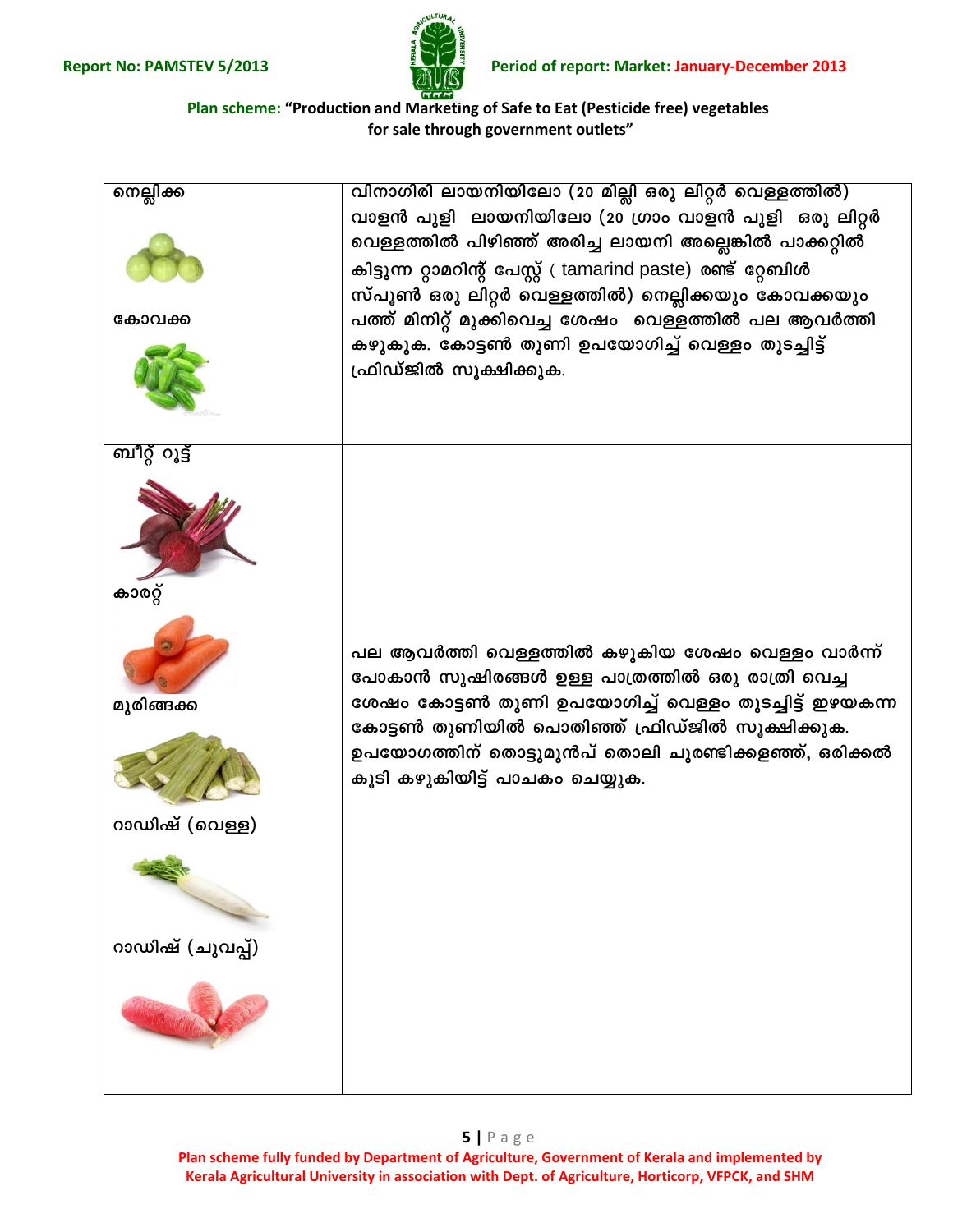| | |
|---|---|
| നെല്ലിക്ക<br><br>കോവക്ക | വിനാഗിരി ലായനിയിലോ (20 മില്ലി ഒരു ലിറ്റർ വെള്ളത്തിൽ) വാളൻ പുളി ലായനിയിലോ (20 ഗ്രാം വാളൻ പുളി ഒരു ലിറ്റർ വെള്ളത്തിൽ പിഴിഞ്ഞ് അരിച്ച ലായനി അല്ലെങ്കിൽ പാക്കറ്റിൽ കിട്ടുന്ന റ്റാമറിന്റ് പേസ്റ്റ് ( tamarind paste) രണ്ട് റ്റേബിൾ സ്പൂൺ ഒരു ലിറ്റർ വെള്ളത്തിൽ) നെല്ലിക്കയും കോവക്കയും പത്ത് മിനിറ്റ് മുക്കിവെച്ച ശേഷം വെള്ളത്തിൽ പല ആവർത്തി കഴുകുക. കോട്ടൺ തുണി ഉപയോഗിച്ച് വെള്ളം തുടച്ചിട്ട് ഫ്രിഡ്ജിൽ സൂക്ഷിക്കുക. |
| ബീറ്റ് റൂട്ട്<br><br>കാരറ്റ്<br><br>മുരിങ്ങക്ക<br><br>റാഡിഷ് (വെള്ള)<br><br>റാഡിഷ് (ചുവപ്പ്) | പല ആവർത്തി വെള്ളത്തിൽ കഴുകിയ ശേഷം വെള്ളം വാർന്ന് പോകാൻ സുഷിരങ്ങൾ ഉള്ള പാത്രത്തിൽ ഒരു രാത്രി വെച്ച ശേഷം കോട്ടൺ തുണി ഉപയോഗിച്ച് വെള്ളം തുടച്ചിട്ട് ഇഴയകന്ന കോട്ടൺ തുണിയിൽ പൊതിഞ്ഞ് ഫ്രിഡ്ജിൽ സൂക്ഷിക്കുക. ഉപയോഗത്തിന് തൊട്ടുമുൻപ് തൊലി ചുരണ്ടിക്കളഞ്ഞ്, ഒരിക്കൽ കൂടി കഴുകിയിട്ട് പാചകം ചെയ്യുക. |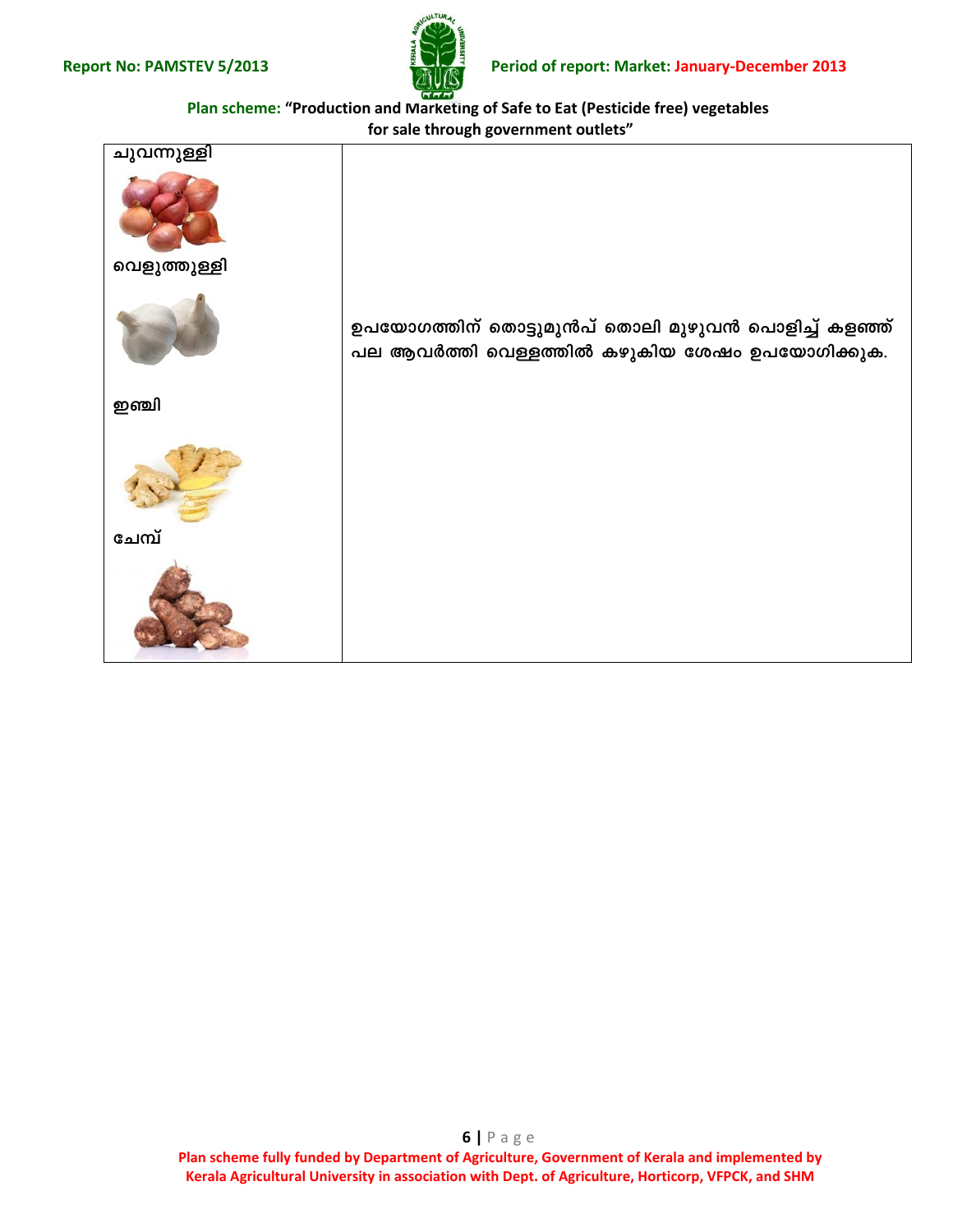| | |
|---|---|
| ചുവന്നുള്ളി<br>വെളുത്തുള്ളി<br>ഇഞ്ചി<br>ചേമ്പ് | ഉപയോഗത്തിന് തൊട്ടുമുൻപ് തൊലി മുഴുവൻ പൊളിച്ച് കളഞ്ഞ് പല ആവർത്തി വെള്ളത്തിൽ കഴുകിയ ശേഷം ഉപയോഗിക്കുക. |